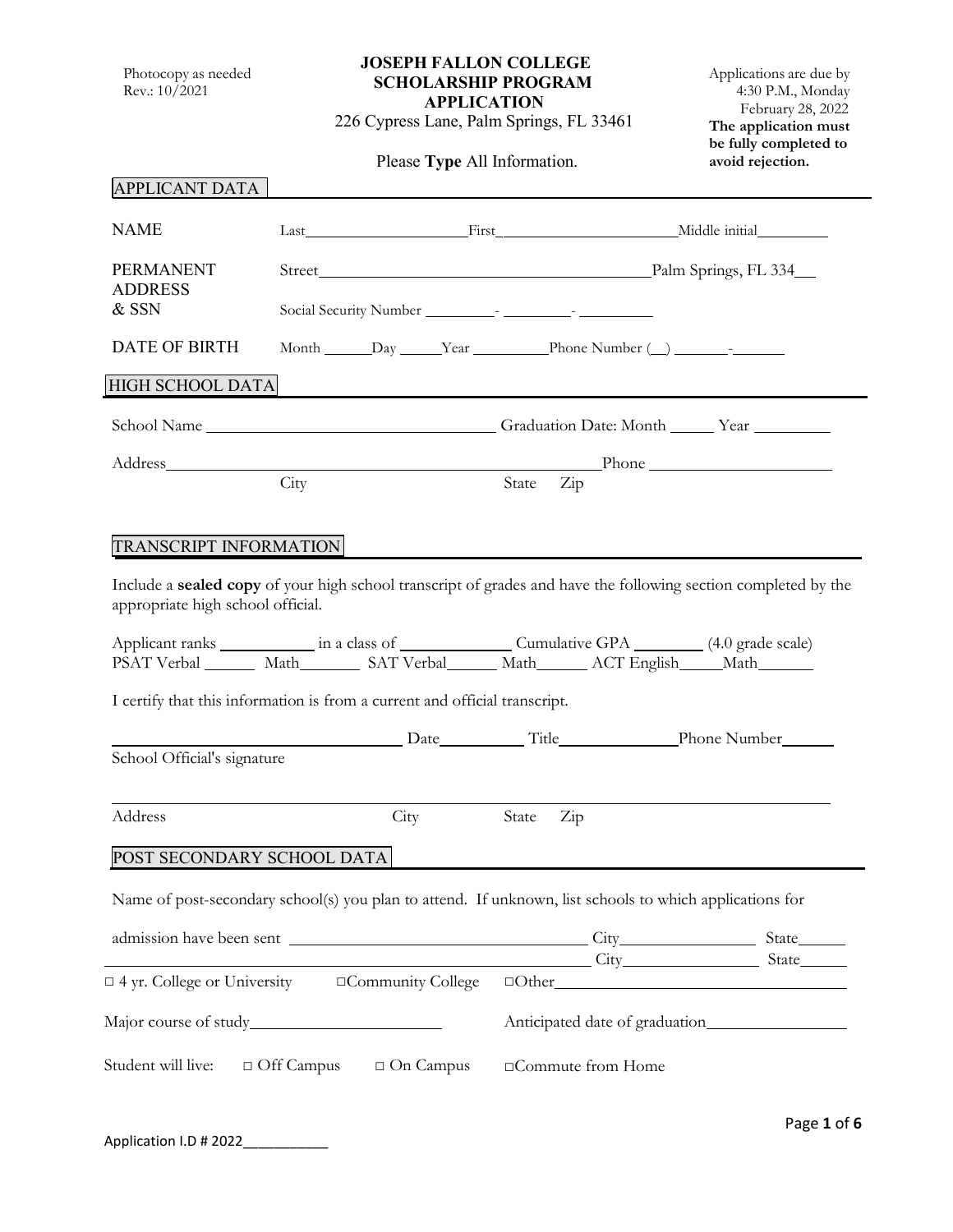Photocopy as needed
Rev.: 10/2021

# JOSEPH FALLON COLLEGE SCHOLARSHIP PROGRAM APPLICATION

226 Cypress Lane, Palm Springs, FL 33461

Please **Type** All Information.

Applications are due by 4:30 P.M., Monday February 28, 2022
**The application must be fully completed to avoid rejection.**

## APPLICANT DATA

NAME Last\_\_\_\_\_\_\_\_\_\_\_\_\_\_\_\_\_\_\_\_ First\_\_\_\_\_\_\_\_\_\_\_\_\_\_\_\_\_\_\_\_\_\_ Middle initial\_\_\_\_\_\_\_\_\_

PERMANENT ADDRESS & SSN Street\_\_\_\_\_\_\_\_\_\_\_\_\_\_\_\_\_\_\_\_\_\_\_\_\_\_\_\_\_\_\_\_\_\_\_\_\_\_\_\_ Palm Springs, FL 334\_\_\_

Social Security Number \_\_\_\_\_\_\_\_\_- \_\_\_\_\_\_\_\_\_- \_\_\_\_\_\_\_\_\_

DATE OF BIRTH Month \_\_\_\_\_\_ Day \_\_\_\_\_ Year \_\_\_\_\_\_\_\_\_\_ Phone Number (\_\_) \_\_\_\_\_\_\_-\_\_\_\_\_\_\_

## HIGH SCHOOL DATA

School Name \_\_\_\_\_\_\_\_\_\_\_\_\_\_\_\_\_\_\_\_\_\_\_\_\_\_\_\_\_\_\_\_\_\_\_ Graduation Date: Month \_\_\_\_\_ Year \_\_\_\_\_\_\_\_\_

Address\_\_\_\_\_\_\_\_\_\_\_\_\_\_\_\_\_\_\_\_\_\_\_\_\_\_\_\_\_\_\_\_\_\_\_\_\_\_\_\_\_\_\_\_\_\_\_\_\_\_\_\_ Phone \_\_\_\_\_\_\_\_\_\_\_\_\_\_\_\_\_\_\_\_\_\_
City State Zip

## TRANSCRIPT INFORMATION

Include a **sealed copy** of your high school transcript of grades and have the following section completed by the appropriate high school official.

Applicant ranks \_\_\_\_\_\_\_\_\_\_\_ in a class of \_\_\_\_\_\_\_\_\_\_\_\_\_ Cumulative GPA \_\_\_\_\_\_\_\_ (4.0 grade scale)
PSAT Verbal \_\_\_\_\_\_ Math\_\_\_\_\_\_\_ SAT Verbal\_\_\_\_\_\_ Math\_\_\_\_\_\_ ACT English\_\_\_\_\_Math\_\_\_\_\_\_

I certify that this information is from a current and official transcript.

\_\_\_\_\_\_\_\_\_\_\_\_\_\_\_\_\_\_\_\_\_\_\_\_\_\_\_\_\_\_\_\_\_\_\_ Date\_\_\_\_\_\_\_\_\_\_ Title\_\_\_\_\_\_\_\_\_\_\_\_\_\_ Phone Number\_\_\_\_\_\_
School Official's signature

\_\_\_\_\_\_\_\_\_\_\_\_\_\_\_\_\_\_\_\_\_\_\_\_\_\_\_\_\_\_\_\_\_\_\_\_\_\_\_\_\_\_\_\_\_\_\_\_\_\_\_\_\_\_\_\_\_\_\_\_\_\_\_\_\_\_\_\_\_\_\_\_\_\_\_\_\_
Address City State Zip

## POST SECONDARY SCHOOL DATA

Name of post-secondary school(s) you plan to attend. If unknown, list schools to which applications for admission have been sent \_\_\_\_\_\_\_\_\_\_\_\_\_\_\_\_\_\_\_\_\_\_\_\_\_\_\_\_\_\_\_\_\_\_\_\_\_\_ City\_\_\_\_\_\_\_\_\_\_\_\_\_\_\_\_\_ State\_\_\_\_\_\_

\_\_\_\_\_\_\_\_\_\_\_\_\_\_\_\_\_\_\_\_\_\_\_\_\_\_\_\_\_\_\_\_\_\_\_\_\_\_\_\_\_\_\_\_\_\_\_\_\_\_\_\_\_\_\_\_\_\_\_\_\_ City\_\_\_\_\_\_\_\_\_\_\_\_\_\_\_\_\_ State\_\_\_\_\_\_

□ 4 yr. College or University □Community College □Other\_\_\_\_\_\_\_\_\_\_\_\_\_\_\_\_\_\_\_\_\_\_\_\_\_\_\_\_\_\_

Major course of study\_\_\_\_\_\_\_\_\_\_\_\_\_\_\_\_\_\_\_\_\_\_\_ Anticipated date of graduation\_\_\_\_\_\_\_\_\_\_\_\_\_\_\_\_\_

Student will live: □ Off Campus □ On Campus □Commute from Home

Application I.D # 2022\_\_\_\_\_\_\_\_\_\_\_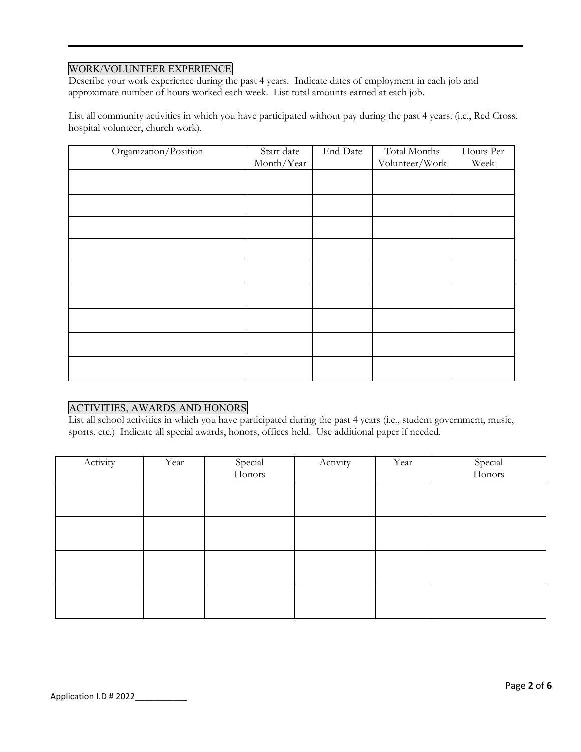## WORK/VOLUNTEER EXPERIENCE

Describe your work experience during the past 4 years. Indicate dates of employment in each job and approximate number of hours worked each week. List total amounts earned at each job.

List all community activities in which you have participated without pay during the past 4 years. (i.e., Red Cross. hospital volunteer, church work).

| Organization/Position | Start date Month/Year | End Date | Total Months Volunteer/Work | Hours Per Week |
|---|---|---|---|---|
| | | | | |
| | | | | |
| | | | | |
| | | | | |
| | | | | |
| | | | | |
| | | | | |
| | | | | |
| | | | | |

## ACTIVITIES, AWARDS AND HONORS

List all school activities in which you have participated during the past 4 years (i.e., student government, music, sports. etc.) Indicate all special awards, honors, offices held. Use additional paper if needed.

| Activity | Year | Special Honors | Activity | Year | Special Honors |
|---|---|---|---|---|---|
| | | | | | |
| | | | | | |
| | | | | | |
| | | | | | |

Application I.D # 2022___________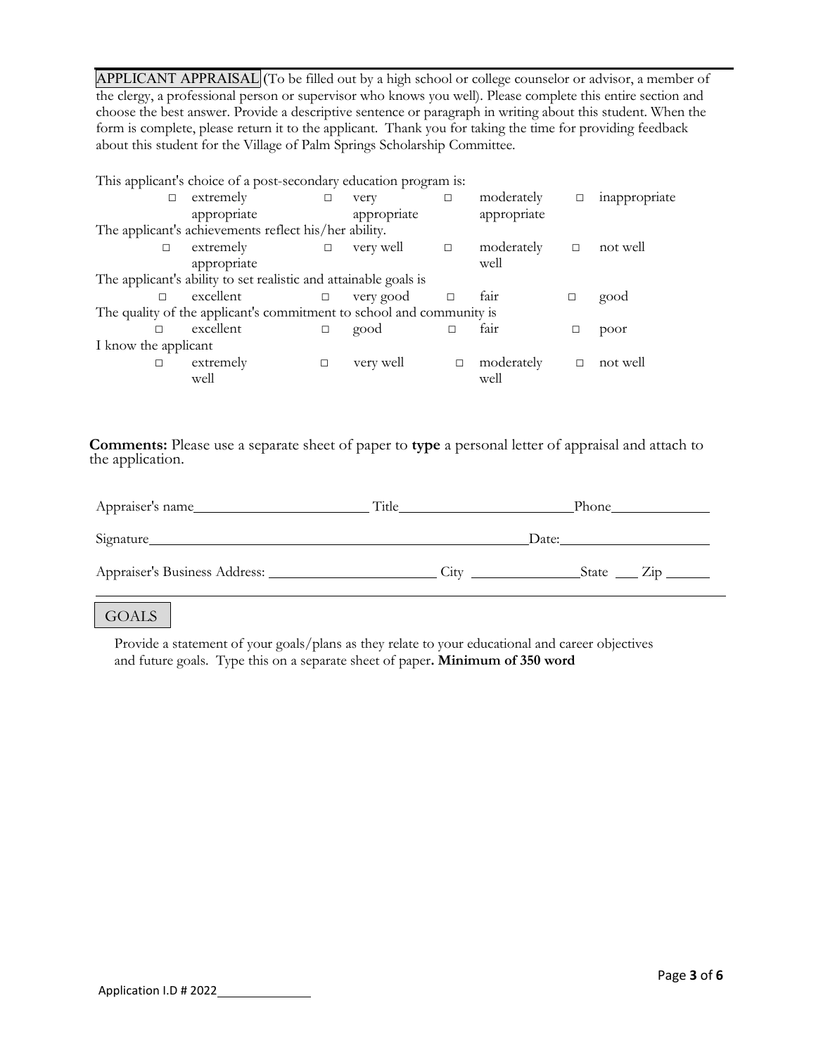**APPLICANT APPRAISAL** (To be filled out by a high school or college counselor or advisor, a member of the clergy, a professional person or supervisor who knows you well). Please complete this entire section and choose the best answer. Provide a descriptive sentence or paragraph in writing about this student. When the form is complete, please return it to the applicant. Thank you for taking the time for providing feedback about this student for the Village of Palm Springs Scholarship Committee.

This applicant's choice of a post-secondary education program is:

| | | | |
|---|---|---|---|
| □ extremely appropriate | □ very appropriate | □ moderately appropriate | □ inappropriate |

The applicant's achievements reflect his/her ability.

| | | | |
|---|---|---|---|
| □ extremely appropriate | □ very well | □ moderately well | □ not well |

The applicant's ability to set realistic and attainable goals is

| | | | |
|---|---|---|---|
| □ excellent | □ very good | □ fair | □ good |

The quality of the applicant's commitment to school and community is

| | | | |
|---|---|---|---|
| □ excellent | □ good | □ fair | □ poor |

I know the applicant

| | | | |
|---|---|---|---|
| □ extremely well | □ very well | □ moderately well | □ not well |

**Comments:** Please use a separate sheet of paper to **type** a personal letter of appraisal and attach to the application.

Appraiser's name\_\_\_\_\_\_\_\_\_\_\_\_\_\_\_\_\_\_\_\_\_\_\_\_ Title\_\_\_\_\_\_\_\_\_\_\_\_\_\_\_\_\_\_\_\_\_\_\_\_ Phone\_\_\_\_\_\_\_\_\_\_\_\_\_\_

Signature\_\_\_\_\_\_\_\_\_\_\_\_\_\_\_\_\_\_\_\_\_\_\_\_\_\_\_\_\_\_\_\_\_\_\_\_\_\_\_\_\_\_\_\_\_\_\_\_\_\_\_\_Date:\_\_\_\_\_\_\_\_\_\_\_\_\_\_\_\_\_\_\_\_

Appraiser's Business Address: \_\_\_\_\_\_\_\_\_\_\_\_\_\_\_\_\_\_\_\_\_\_\_ City \_\_\_\_\_\_\_\_\_\_\_\_\_\_\_State \_\_\_ Zip \_\_\_\_\_\_

## GOALS

Provide a statement of your goals/plans as they relate to your educational and career objectives and future goals. Type this on a separate sheet of paper**. Minimum of 350 word**

Application I.D # 2022\_\_\_\_\_\_\_\_\_\_\_\_\_\_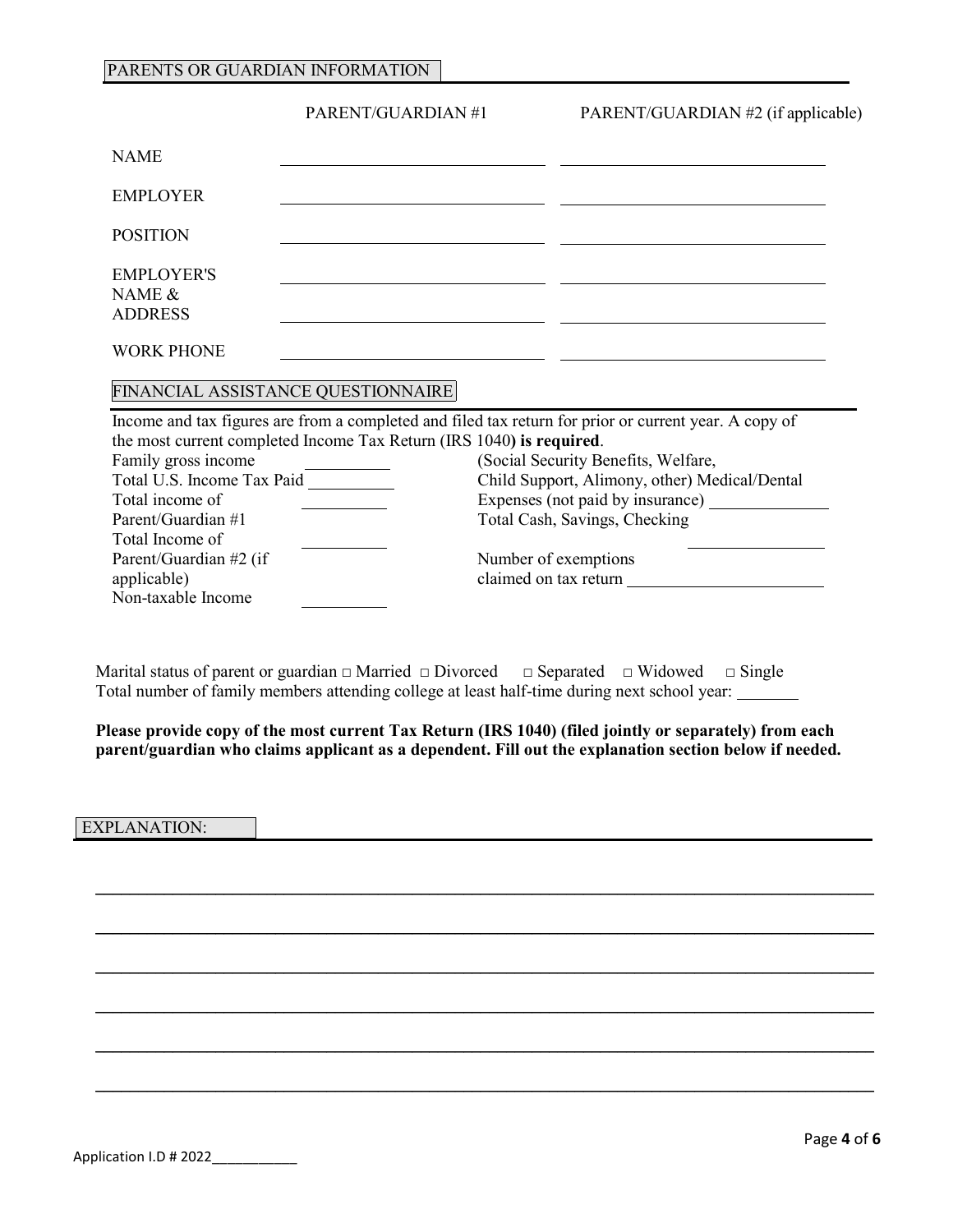## PARENTS OR GUARDIAN INFORMATION

| | PARENT/GUARDIAN #1 | PARENT/GUARDIAN #2 (if applicable) |
|---|---|---|
| NAME | ______________________________ | ______________________________ |
| EMPLOYER | ______________________________ | ______________________________ |
| POSITION | ______________________________ | ______________________________ |
| EMPLOYER'S NAME & ADDRESS | ______________________________<br>______________________________ | ______________________________<br>______________________________ |
| WORK PHONE | ______________________________ | ______________________________ |

## FINANCIAL ASSISTANCE QUESTIONNAIRE

Income and tax figures are from a completed and filed tax return for prior or current year. A copy of the most current completed Income Tax Return (IRS 1040**) is required**.

Family gross income __________

Total U.S. Income Tax Paid __________

Total income of Parent/Guardian #1 __________

Total Income of Parent/Guardian #2 (if applicable) __________

Non-taxable Income __________

(Social Security Benefits, Welfare, Child Support, Alimony, other) Medical/Dental Expenses (not paid by insurance) ______________

Total Cash, Savings, Checking ________________

Number of exemptions claimed on tax return ______________________

Marital status of parent or guardian □ Married □ Divorced □ Separated □ Widowed □ Single

Total number of family members attending college at least half-time during next school year: _______

**Please provide copy of the most current Tax Return (IRS 1040) (filed jointly or separately) from each parent/guardian who claims applicant as a dependent. Fill out the explanation section below if needed.**

## EXPLANATION:

________________________________________________________________________________

________________________________________________________________________________

________________________________________________________________________________

________________________________________________________________________________

________________________________________________________________________________

________________________________________________________________________________

Application I.D # 2022___________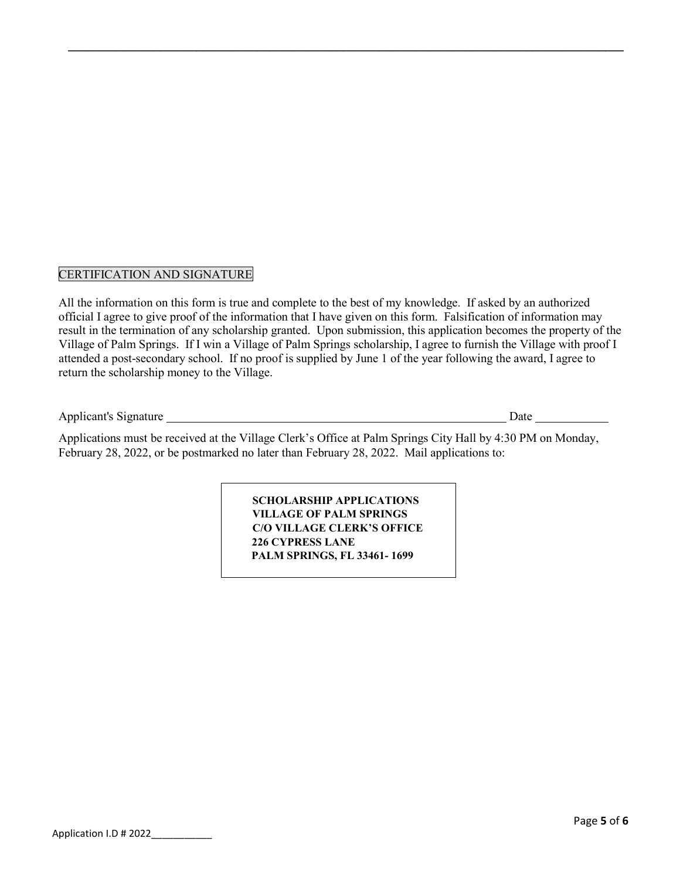## CERTIFICATION AND SIGNATURE

All the information on this form is true and complete to the best of my knowledge. If asked by an authorized official I agree to give proof of the information that I have given on this form. Falsification of information may result in the termination of any scholarship granted. Upon submission, this application becomes the property of the Village of Palm Springs. If I win a Village of Palm Springs scholarship, I agree to furnish the Village with proof I attended a post-secondary school. If no proof is supplied by June 1 of the year following the award, I agree to return the scholarship money to the Village.

Applicant's Signature ______________________________________________ Date ____________

Applications must be received at the Village Clerk's Office at Palm Springs City Hall by 4:30 PM on Monday, February 28, 2022, or be postmarked no later than February 28, 2022. Mail applications to:

**SCHOLARSHIP APPLICATIONS**
**VILLAGE OF PALM SPRINGS**
**C/O VILLAGE CLERK'S OFFICE**
**226 CYPRESS LANE**
**PALM SPRINGS, FL 33461- 1699**

Application I.D # 2022___________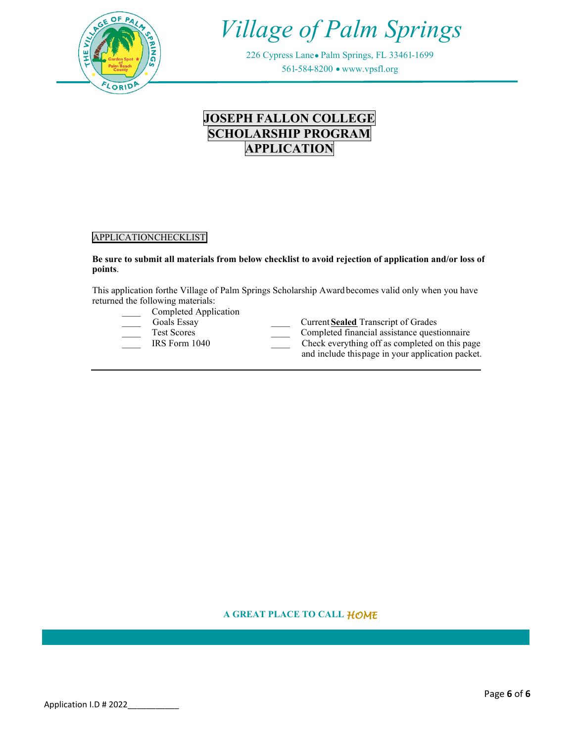# Village of Palm Springs

226 Cypress Lane • Palm Springs, FL 33461-1699
561-584-8200 • www.vpsfl.org

## JOSEPH FALLON COLLEGE SCHOLARSHIP PROGRAM APPLICATION

APPLICATIONCHECKLIST

**Be sure to submit all materials from below checklist to avoid rejection of application and/or loss of points**.

This application forthe Village of Palm Springs Scholarship Award becomes valid only when you have returned the following materials:

- ____ Completed Application
- ____ Goals Essay
- ____ Test Scores
- ____ IRS Form 1040
- ____ Current **Sealed** Transcript of Grades
- ____ Completed financial assistance questionnaire
- ____ Check everything off as completed on this page and include this page in your application packet.

---

**A GREAT PLACE TO CALL *HOME***

Application I.D # 2022___________